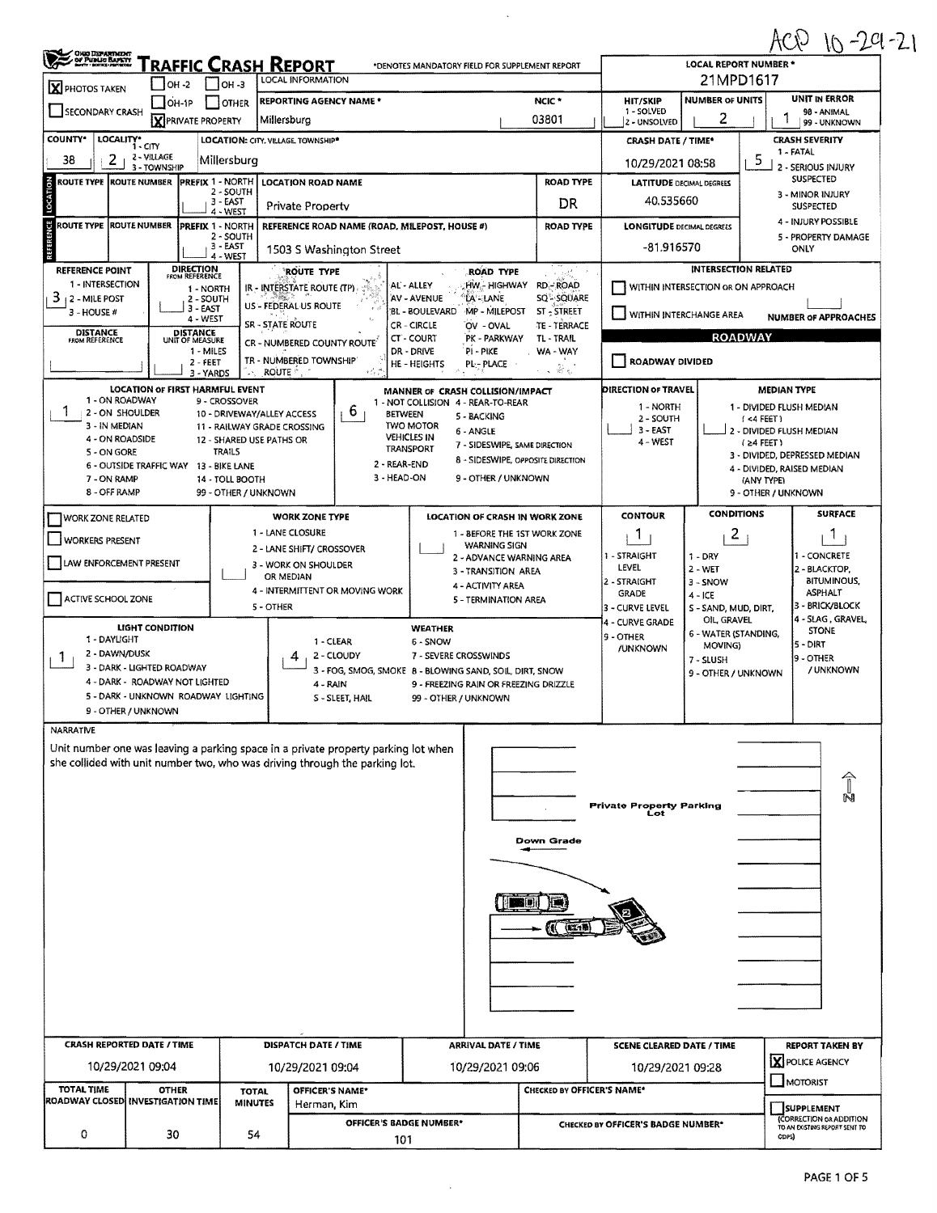ACP 10-29-21

# Traffic Crash Report

*DENOTES MANDATORY FIELD FOR SUPPLEMENT REPORT

**LOCAL REPORT NUMBER ***: 21MPD1617

- [X] PHOTOS TAKEN
- [ ] OH -2
- [ ] OH -3
- [ ] OH-1P
- [ ] OTHER
- [ ] SECONDARY CRASH
- [X] PRIVATE PROPERTY

LOCAL INFORMATION

| REPORTING AGENCY NAME * | NCIC * | HIT/SKIP | NUMBER OF UNITS | UNIT IN ERROR |
|---|---|---|---|---|
| Millersburg | 03801 | (1 - SOLVED, 2 - UNSOLVED) | 2 | 1 (98 - ANIMAL, 99 - UNKNOWN) |

| COUNTY* | LOCALITY* (1 - CITY, 2 - VILLAGE, 3 - TOWNSHIP) | LOCATION: CITY, VILLAGE, TOWNSHIP* | CRASH DATE / TIME* | CRASH SEVERITY |
|---|---|---|---|---|
| 38 | 2 | Millersburg | 10/29/2021 08:58 | 5 |

CRASH SEVERITY: 1 - FATAL, 2 - SERIOUS INJURY SUSPECTED, 3 - MINOR INJURY SUSPECTED, 4 - INJURY POSSIBLE, 5 - PROPERTY DAMAGE ONLY

## Location

| ROUTE TYPE | ROUTE NUMBER | PREFIX (1 - NORTH, 2 - SOUTH, 3 - EAST, 4 - WEST) | LOCATION ROAD NAME | ROAD TYPE | LATITUDE DECIMAL DEGREES |
|---|---|---|---|---|---|
| | | | Private Property | DR | 40.535660 |

## Reference

| ROUTE TYPE | ROUTE NUMBER | PREFIX (1 - NORTH, 2 - SOUTH, 3 - EAST, 4 - WEST) | REFERENCE ROAD NAME (ROAD, MILEPOST, HOUSE #) | ROAD TYPE | LONGITUDE DECIMAL DEGREES |
|---|---|---|---|---|---|
| | | | 1503 S Washington Street | | -81.916570 |

**REFERENCE POINT**: 3 (1 - INTERSECTION, 2 - MILE POST, 3 - HOUSE #)

**DIRECTION FROM REFERENCE**: 1 - NORTH, 2 - SOUTH, 3 - EAST, 4 - WEST

**DISTANCE FROM REFERENCE** / **DISTANCE UNIT OF MEASURE**: 1 - MILES, 2 - FEET, 3 - YARDS

**ROUTE TYPE**: IR - INTERSTATE ROUTE (TP), US - FEDERAL US ROUTE, SR - STATE ROUTE, CR - NUMBERED COUNTY ROUTE, TR - NUMBERED TOWNSHIP ROUTE

**ROAD TYPE**: AL - ALLEY, AV - AVENUE, BL - BOULEVARD, CR - CIRCLE, CT - COURT, DR - DRIVE, HE - HEIGHTS, HW - HIGHWAY, LA - LANE, MP - MILEPOST, OV - OVAL, PK - PARKWAY, PI - PIKE, PL - PLACE, RD - ROAD, SQ - SQUARE, ST - STREET, TE - TERRACE, TL - TRAIL, WA - WAY

**INTERSECTION RELATED**
- [ ] WITHIN INTERSECTION OR ON APPROACH
- [ ] WITHIN INTERCHANGE AREA

NUMBER OF APPROACHES:

**ROADWAY**
- [ ] ROADWAY DIVIDED

**LOCATION OF FIRST HARMFUL EVENT**: 1

1 - ON ROADWAY, 2 - ON SHOULDER, 3 - IN MEDIAN, 4 - ON ROADSIDE, 5 - ON GORE, 6 - OUTSIDE TRAFFIC WAY, 7 - ON RAMP, 8 - OFF RAMP, 9 - CROSSOVER, 10 - DRIVEWAY/ALLEY ACCESS, 11 - RAILWAY GRADE CROSSING, 12 - SHARED USE PATHS OR TRAILS, 13 - BIKE LANE, 14 - TOLL BOOTH, 99 - OTHER / UNKNOWN

**MANNER OF CRASH COLLISION/IMPACT**: 6

1 - NOT COLLISION BETWEEN TWO MOTOR VEHICLES IN TRANSPORT, 2 - REAR-END, 3 - HEAD-ON, 4 - REAR-TO-REAR, 5 - BACKING, 6 - ANGLE, 7 - SIDESWIPE, SAME DIRECTION, 8 - SIDESWIPE, OPPOSITE DIRECTION, 9 - OTHER / UNKNOWN

**DIRECTION OF TRAVEL**: 1 - NORTH, 2 - SOUTH, 3 - EAST, 4 - WEST

**MEDIAN TYPE**: 1 - DIVIDED FLUSH MEDIAN (<4 FEET), 2 - DIVIDED FLUSH MEDIAN (≥4 FEET), 3 - DIVIDED, DEPRESSED MEDIAN, 4 - DIVIDED, RAISED MEDIAN (ANY TYPE), 9 - OTHER / UNKNOWN

- [ ] WORK ZONE RELATED
- [ ] WORKERS PRESENT
- [ ] LAW ENFORCEMENT PRESENT
- [ ] ACTIVE SCHOOL ZONE

**WORK ZONE TYPE**: 1 - LANE CLOSURE, 2 - LANE SHIFT/ CROSSOVER, 3 - WORK ON SHOULDER OR MEDIAN, 4 - INTERMITTENT OR MOVING WORK, 5 - OTHER

**LOCATION OF CRASH IN WORK ZONE**: 1 - BEFORE THE 1ST WORK ZONE WARNING SIGN, 2 - ADVANCE WARNING AREA, 3 - TRANSITION AREA, 4 - ACTIVITY AREA, 5 - TERMINATION AREA

| CONTOUR | CONDITIONS | SURFACE |
|---|---|---|
| 1 | 2 | 1 |

CONTOUR: 1 - STRAIGHT LEVEL, 2 - STRAIGHT GRADE, 3 - CURVE LEVEL, 4 - CURVE GRADE, 9 - OTHER /UNKNOWN

CONDITIONS: 1 - DRY, 2 - WET, 3 - SNOW, 4 - ICE, 5 - SAND, MUD, DIRT, OIL, GRAVEL, 6 - WATER (STANDING, MOVING), 7 - SLUSH, 9 - OTHER / UNKNOWN

SURFACE: 1 - CONCRETE, 2 - BLACKTOP, BITUMINOUS, ASPHALT, 3 - BRICK/BLOCK, 4 - SLAG, GRAVEL, STONE, 5 - DIRT, 9 - OTHER / UNKNOWN

**LIGHT CONDITION**: 1

1 - DAYLIGHT, 2 - DAWN/DUSK, 3 - DARK - LIGHTED ROADWAY, 4 - DARK - ROADWAY NOT LIGHTED, 5 - DARK - UNKNOWN ROADWAY LIGHTING, 9 - OTHER / UNKNOWN

**WEATHER**: 4

1 - CLEAR, 2 - CLOUDY, 3 - FOG, SMOG, SMOKE, 4 - RAIN, 5 - SLEET, HAIL, 6 - SNOW, 7 - SEVERE CROSSWINDS, 8 - BLOWING SAND, SOIL, DIRT, SNOW, 9 - FREEZING RAIN OR FREEZING DRIZZLE, 99 - OTHER / UNKNOWN

## Narrative

Unit number one was leaving a parking space in a private property parking lot when she collided with unit number two, who was driving through the parking lot.

Private Property Parking Lot

Down Grade

N

| CRASH REPORTED DATE / TIME | DISPATCH DATE / TIME | ARRIVAL DATE / TIME | SCENE CLEARED DATE / TIME | REPORT TAKEN BY |
|---|---|---|---|---|
| 10/29/2021 09:04 | 10/29/2021 09:04 | 10/29/2021 09:06 | 10/29/2021 09:28 | [X] POLICE AGENCY [ ] MOTORIST |

| TOTAL TIME ROADWAY CLOSED | OTHER INVESTIGATION TIME | TOTAL MINUTES | OFFICER'S NAME* | OFFICER'S BADGE NUMBER* | CHECKED BY OFFICER'S NAME* | CHECKED BY OFFICER'S BADGE NUMBER* |
|---|---|---|---|---|---|---|
| 0 | 30 | 54 | Herman, Kim | 101 | | |

- [ ] SUPPLEMENT (CORRECTION OR ADDITION TO AN EXISTING REPORT SENT TO ODPS)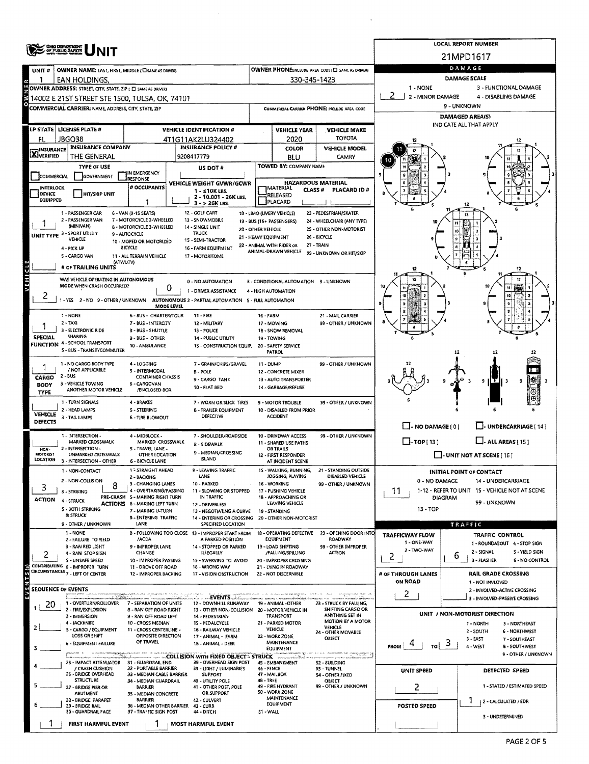# UNIT

**LOCAL REPORT NUMBER:** 21MPD1617

## OWNER

| Field | Value |
|---|---|
| UNIT # | 1 |
| OWNER NAME: LAST, FIRST, MIDDLE (☐ SAME AS DRIVER) | EAN HOLDINGS, |
| OWNER PHONE: INCLUDE AREA CODE (☐ SAME AS DRIVER) | 330-345-1423 |
| OWNER ADDRESS: STREET, CITY, STATE, ZIP (☐ SAME AS DRIVER) | 14002 E 21ST STREET STE 1500, TULSA, OK, 74101 |
| COMMERCIAL CARRIER: NAME, ADDRESS, CITY, STATE, ZIP | |
| COMMERCIAL CARRIER PHONE: INCLUDE AREA CODE | |

## DAMAGE

DAMAGE SCALE: 2

1 - NONE; 2 - MINOR DAMAGE; 3 - FUNCTIONAL DAMAGE; 4 - DISABLING DAMAGE; 9 - UNKNOWN

DAMAGED AREA(S) — INDICATE ALL THAT APPLY: 10, 11

☐ - NO DAMAGE [0] ☐ - UNDERCARRIAGE [14] ☐ - TOP [13] ☐ - ALL AREAS [15] ☐ - UNIT NOT AT SCENE [16]

## VEHICLE

| Field | Value |
|---|---|
| LP STATE | FL |
| LICENSE PLATE # | JBGQ38 |
| VEHICLE IDENTIFICATION # | 4T1G11AK2LU324402 |
| VEHICLE YEAR | 2020 |
| VEHICLE MAKE | TOYOTA |
| INSURANCE VERIFIED | X |
| INSURANCE COMPANY | THE GENERAL |
| INSURANCE POLICY # | 9208417779 |
| COLOR | BLU |
| VEHICLE MODEL | CAMRY |
| TYPE OF USE | ☐ COMMERCIAL ☐ GOVERNMENT ☐ IN EMERGENCY RESPONSE |
| US DOT # | |
| TOWED BY: COMPANY NAME | |
| INTERLOCK DEVICE EQUIPPED | ☐ |
| HIT/SKIP UNIT | ☐ |
| # OCCUPANTS | 1 |
| VEHICLE WEIGHT GVWR/GCWR | 1 - ≤10K LBS.; 2 - 10.001 - 26K LBS.; 3 - > 26K LBS. |
| HAZARDOUS MATERIAL | ☐ MATERIAL RELEASED ☐ PLACARD; CLASS #; PLACARD ID # |
| UNIT TYPE | 1 |
| # OF TRAILING UNITS | |
| WAS VEHICLE OPERATING IN AUTONOMOUS MODE WHEN CRASH OCCURRED? | 2 |
| AUTONOMOUS MODE LEVEL | 0 |
| SPECIAL FUNCTION | 1 |
| CARGO BODY TYPE | 1 |
| VEHICLE DEFECTS | |
| NON-MOTORIST LOCATION | |
| ACTION | 3 |
| PRE-CRASH ACTIONS | 8 |
| CONTRIBUTING CIRCUMSTANCES | 2 |

UNIT TYPE: 1 - PASSENGER CAR; 2 - PASSENGER VAN (MINIVAN); 3 - SPORT UTILITY VEHICLE; 4 - PICK UP; 5 - CARGO VAN; 6 - VAN (9-15 SEATS); 7 - MOTORCYCLE 2-WHEELED; 8 - MOTORCYCLE 3-WHEELED; 9 - AUTOCYCLE; 10 - MOPED OR MOTORIZED BICYCLE; 11 - ALL TERRAIN VEHICLE (ATV/UTV); 12 - GOLF CART; 13 - SNOWMOBILE; 14 - SINGLE UNIT TRUCK; 15 - SEMI-TRACTOR; 16 - FARM EQUIPMENT; 17 - MOTORHOME; 18 - LIMO (LIVERY VEHICLE); 19 - BUS (16+ PASSENGERS); 20 - OTHER VEHICLE; 21 - HEAVY EQUIPMENT; 22 - ANIMAL WITH RIDER OR ANIMAL-DRAWN VEHICLE; 23 - PEDESTRIAN/SKATER; 24 - WHEELCHAIR (ANY TYPE); 25 - OTHER NON-MOTORIST; 26 - BICYCLE; 27 - TRAIN; 99 - UNKNOWN OR HIT/SKIP

AUTONOMOUS: 1 - YES 2 - NO 9 - OTHER / UNKNOWN. MODE LEVEL: 0 - NO AUTOMATION; 1 - DRIVER ASSISTANCE; 2 - PARTIAL AUTOMATION; 3 - CONDITIONAL AUTOMATION; 4 - HIGH AUTOMATION; 5 - FULL AUTOMATION; 9 - UNKNOWN

SPECIAL FUNCTION: 1 - NONE; 2 - TAXI; 3 - ELECTRONIC RIDE SHARING; 4 - SCHOOL TRANSPORT; 5 - BUS - TRANSIT/COMMUTER; 6 - BUS - CHARTER/TOUR; 7 - BUS - INTERCITY; 8 - BUS - SHUTTLE; 9 - BUS - OTHER; 10 - AMBULANCE; 11 - FIRE; 12 - MILITARY; 13 - POLICE; 14 - PUBLIC UTILITY; 15 - CONSTRUCTION EQUIP.; 16 - FARM; 17 - MOWING; 18 - SNOW REMOVAL; 19 - TOWING; 20 - SAFETY SERVICE PATROL; 21 - MAIL CARRIER; 99 - OTHER / UNKNOWN

CARGO BODY TYPE: 1 - NO CARGO BODY TYPE / NOT APPLICABLE; 2 - BUS; 3 - VEHICLE TOWING ANOTHER MOTOR VEHICLE; 4 - LOGGING; 5 - INTERMODAL CONTAINER CHASSIS; 6 - CARGOVAN /ENCLOSED BOX; 7 - GRAIN/CHIPS/GRAVEL; 8 - POLE; 9 - CARGO TANK; 10 - FLAT BED; 11 - DUMP; 12 - CONCRETE MIXER; 13 - AUTO TRANSPORTER; 14 - GARBAGE/REFUSE; 99 - OTHER / UNKNOWN

VEHICLE DEFECTS: 1 - TURN SIGNALS; 2 - HEAD LAMPS; 3 - TAIL LAMPS; 4 - BRAKES; 5 - STEERING; 6 - TIRE BLOWOUT; 7 - WORN OR SLICK TIRES; 8 - TRAILER EQUIPMENT DEFECTIVE; 9 - MOTOR TROUBLE; 10 - DISABLED FROM PRIOR ACCIDENT; 99 - OTHER / UNKNOWN

NON-MOTORIST LOCATION: 1 - INTERSECTION - MARKED CROSSWALK; 2 - INTERSECTION - UNMARKED CROSSWALK; 3 - INTERSECTION - OTHER; 4 - MIDBLOCK - MARKED CROSSWALK; 5 - TRAVEL LANE - OTHER LOCATION; 6 - BICYCLE LANE; 7 - SHOULDER/ROADSIDE; 8 - SIDEWALK; 9 - MEDIAN/CROSSING ISLAND; 10 - DRIVEWAY ACCESS; 11 - SHARED USE PATHS OR TRAILS; 12 - FIRST RESPONDER AT INCIDENT SCENE; 99 - OTHER / UNKNOWN

ACTION: 1 - NON-CONTACT; 2 - NON-COLLISION; 3 - STRIKING; 4 - STRUCK; 5 - BOTH STRIKING & STRUCK; 9 - OTHER / UNKNOWN

PRE-CRASH ACTIONS: 1 - STRAIGHT AHEAD; 2 - BACKING; 3 - CHANGING LANES; 4 - OVERTAKING/PASSING; 5 - MAKING RIGHT TURN; 6 - MAKING LEFT TURN; 7 - MAKING U-TURN; 8 - ENTERING TRAFFIC LANE; 9 - LEAVING TRAFFIC LANE; 10 - PARKED; 11 - SLOWING OR STOPPED IN TRAFFIC; 12 - DRIVERLESS; 13 - NEGOTIATING A CURVE; 14 - ENTERING OR CROSSING SPECIFIED LOCATION; 15 - WALKING, RUNNING, JOGGING, PLAYING; 16 - WORKING; 17 - PUSHING VEHICLE; 18 - APPROACHING OR LEAVING VEHICLE; 19 - STANDING; 20 - OTHER NON-MOTORIST; 21 - STANDING OUTSIDE DISABLED VEHICLE; 99 - OTHER / UNKNOWN

CONTRIBUTING CIRCUMSTANCES: 1 - NONE; 2 - FAILURE TO YIELD; 3 - RAN RED LIGHT; 4 - RAN STOP SIGN; 5 - UNSAFE SPEED; 6 - IMPROPER TURN; 7 - LEFT OF CENTER; 8 - FOLLOWING TOO CLOSE /ACDA; 9 - IMPROPER LANE CHANGE; 10 - IMPROPER PASSING; 11 - DROVE OFF ROAD; 12 - IMPROPER BACKING; 13 - IMPROPER START FROM A PARKED POSITION; 14 - STOPPED OR PARKED ILLEGALLY; 15 - SWERVING TO AVOID; 16 - WRONG WAY; 17 - VISION OBSTRUCTION; 18 - OPERATING DEFECTIVE EQUIPMENT; 19 - LOAD SHIFTING /FALLING/SPILLING; 20 - IMPROPER CROSSING; 21 - LYING IN ROADWAY; 22 - NOT DISCERNIBLE; 23 - OPENING DOOR INTO ROADWAY; 99 - OTHER IMPROPER ACTION

## INITIAL POINT OF CONTACT

11

0 - NO DAMAGE; 1-12 - REFER TO UNIT DIAGRAM; 13 - TOP; 14 - UNDERCARRIAGE; 15 - VEHICLE NOT AT SCENE; 99 - UNKNOWN

## TRAFFIC

| Field | Value |
|---|---|
| TRAFFICWAY FLOW (1 - ONE-WAY; 2 - TWO-WAY) | 2 |
| TRAFFIC CONTROL | 6 |
| # OF THROUGH LANES ON ROAD | 2 |
| RAIL GRADE CROSSING | |

TRAFFIC CONTROL: 1 - ROUNDABOUT; 2 - SIGNAL; 3 - FLASHER; 4 - STOP SIGN; 5 - YIELD SIGN; 6 - NO CONTROL

RAIL GRADE CROSSING: 1 - NOT INVLOVED; 2 - INVOLVED-ACTIVE CROSSING; 3 - INVOLVED-PASSIVE CROSSING

## SEQUENCE OF EVENTS

| # | Event |
|---|---|
| 1 | 20 |
| 2 | |
| 3 | |
| 4 | |
| 5 | |
| 6 | |

FIRST HARMFUL EVENT: 1 MOST HARMFUL EVENT: 1

EVENTS: 1 - OVERTURN/ROLLOVER; 2 - FIRE/EXPLOSION; 3 - IMMERSION; 4 - JACKKNIFE; 5 - CARGO / EQUIPMENT LOSS OR SHIFT; 6 - EQUIPMENT FAILURE; 7 - SEPARATION OF UNITS; 8 - RAN OFF ROAD RIGHT; 9 - RAN OFF ROAD LEFT; 10 - CROSS MEDIAN; 11 - CROSS CENTERLINE - OPPOSITE DIRECTION OF TRAVEL; 12 - DOWNHILL RUNAWAY; 13 - OTHER NON-COLLISION; 14 - PEDESTRIAN; 15 - PEDALCYCLE; 16 - RAILWAY VEHICLE; 17 - ANIMAL - FARM; 18 - ANIMAL - DEER; 19 - ANIMAL -OTHER; 20 - MOTOR VEHICLE IN TRANSPORT; 21 - PARKED MOTOR VEHICLE; 22 - WORK ZONE MAINTENANCE EQUIPMENT; 23 - STRUCK BY FALLING, SHIFTING CARGO OR ANYTHING SET IN MOTION BY A MOTOR VEHICLE; 24 - OTHER MOVABLE OBJECT

COLLISION WITH FIXED OBJECT - STRUCK: 25 - IMPACT ATTENUATOR / CRASH CUSHION; 26 - BRIDGE OVERHEAD STRUCTURE; 27 - BRIDGE PIER OR ABUTMENT; 28 - BRIDGE PARAPET; 29 - BRIDGE RAIL; 30 - GUARDRAIL FACE; 31 - GUARDRAIL END; 32 - PORTABLE BARRIER; 33 - MEDIAN CABLE BARRIER; 34 - MEDIAN GUARDRAIL BARRIER; 35 - MEDIAN CONCRETE BARRIER; 36 - MEDIAN OTHER BARRIER; 37 - TRAFFIC SIGN POST; 38 - OVERHEAD SIGN POST; 39 - LIGHT / LUMINARIES SUPPORT; 40 - UTILITY POLE; 41 - OTHER POST, POLE OR SUPPORT; 42 - CULVERT; 43 - CURB; 44 - DITCH; 45 - EMBANKMENT; 46 - FENCE; 47 - MAILBOX; 48 - TREE; 49 - FIRE HYDRANT; 50 - WORK ZONE MAINTENANCE EQUIPMENT; 51 - WALL; 52 - BUILDING; 53 - TUNNEL; 54 - OTHER FIXED OBJECT; 99 - OTHER / UNKNOWN

## UNIT / NON-MOTORIST DIRECTION

FROM: 4 TO: 3

1 - NORTH; 2 - SOUTH; 3 - EAST; 4 - WEST; 5 - NORTHEAST; 6 - NORTHWEST; 7 - SOUTHEAST; 8 - SOUTHWEST; 9 - OTHER / UNKNOWN

| UNIT SPEED | DETECTED SPEED |
|---|---|
| 2 | 1 |

DETECTED SPEED: 1 - STATED / ESTIMATED SPEED; 2 - CALCULATED / EDR; 3 - UNDETERMINED

POSTED SPEED: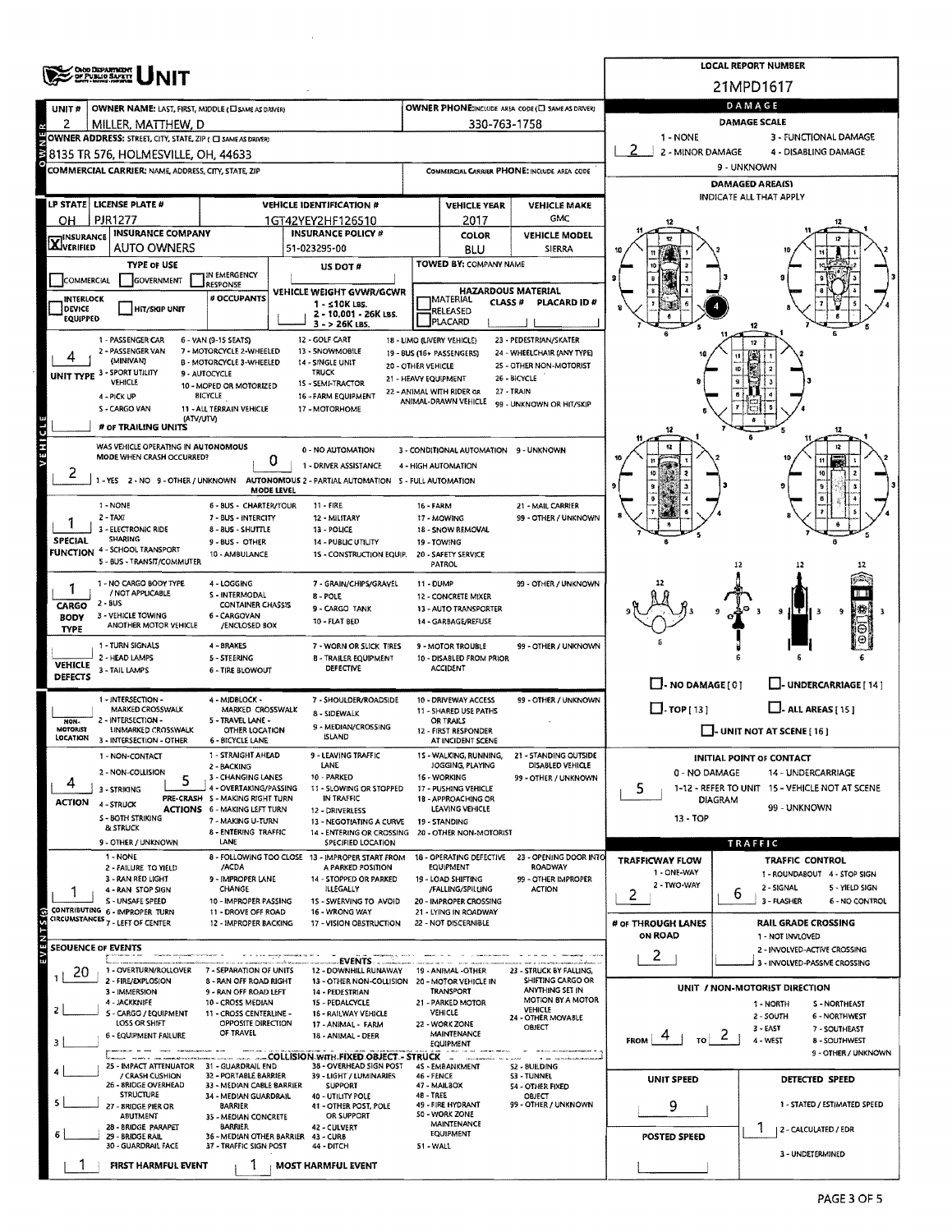# OHIO DEPARTMENT OF PUBLIC SAFETY UNIT

**LOCAL REPORT NUMBER:** 21MPD1617

| Field | Value |
|---|---|
| UNIT # | 2 |
| OWNER NAME: LAST, FIRST, MIDDLE | MILLER, MATTHEW, D |
| OWNER PHONE | 330-763-1758 |
| OWNER ADDRESS: STREET, CITY, STATE, ZIP | 8135 TR 576, HOLMESVILLE, OH, 44633 |
| COMMERCIAL CARRIER: NAME, ADDRESS, CITY, STATE, ZIP | |
| COMMERCIAL CARRIER PHONE | |

| LP STATE | LICENSE PLATE # | VEHICLE IDENTIFICATION # | VEHICLE YEAR | VEHICLE MAKE |
|---|---|---|---|---|
| OH | PJR1277 | 1GT42YEY2HF126510 | 2017 | GMC |

| INSURANCE | INSURANCE COMPANY | INSURANCE POLICY # | COLOR | VEHICLE MODEL |
|---|---|---|---|---|
| X VERIFIED | AUTO OWNERS | 51-023295-00 | BLU | SIERRA |

**TYPE OF USE:** COMMERCIAL / GOVERNMENT / IN EMERGENCY RESPONSE

**US DOT #:**

**TOWED BY: COMPANY NAME:**

**INTERLOCK DEVICE EQUIPPED / HIT/SKIP UNIT / # OCCUPANTS**

**VEHICLE WEIGHT GVWR/GCWR:** 1 - ≤10K LBS. 2 - 10,001 - 26K LBS. 3 - > 26K LBS.

**HAZARDOUS MATERIAL:** MATERIAL RELEASED / PLACARD; CLASS #; PLACARD ID #

**UNIT TYPE:** 4
1 - PASSENGER CAR, 2 - PASSENGER VAN (MINIVAN), 3 - SPORT UTILITY VEHICLE, 4 - PICK UP, 5 - CARGO VAN, 6 - VAN (9-15 SEATS), 7 - MOTORCYCLE 2-WHEELED, 8 - MOTORCYCLE 3-WHEELED, 9 - AUTOCYCLE, 10 - MOPED OR MOTORIZED BICYCLE, 11 - ALL TERRAIN VEHICLE (ATV/UTV), 12 - GOLF CART, 13 - SNOWMOBILE, 14 - SINGLE UNIT TRUCK, 15 - SEMI-TRACTOR, 16 - FARM EQUIPMENT, 17 - MOTORHOME, 18 - LIMO (LIVERY VEHICLE), 19 - BUS (16+ PASSENGERS), 20 - OTHER VEHICLE, 21 - HEAVY EQUIPMENT, 22 - ANIMAL WITH RIDER OR ANIMAL-DRAWN VEHICLE, 23 - PEDESTRIAN/SKATER, 24 - WHEELCHAIR (ANY TYPE), 25 - OTHER NON-MOTORIST, 26 - BICYCLE, 27 - TRAIN, 99 - UNKNOWN OR HIT/SKIP

**# OF TRAILING UNITS:**

**WAS VEHICLE OPERATING IN AUTONOMOUS MODE WHEN CRASH OCCURRED?** 2
1 - YES 2 - NO 9 - OTHER / UNKNOWN

**AUTONOMOUS MODE LEVEL:** 0
0 - NO AUTOMATION, 1 - DRIVER ASSISTANCE, 2 - PARTIAL AUTOMATION, 3 - CONDITIONAL AUTOMATION, 4 - HIGH AUTOMATION, 5 - FULL AUTOMATION, 9 - UNKNOWN

**SPECIAL FUNCTION:** 1
1 - NONE, 2 - TAXI, 3 - ELECTRONIC RIDE SHARING, 4 - SCHOOL TRANSPORT, 5 - BUS - TRANSIT/COMMUTER, 6 - BUS - CHARTER/TOUR, 7 - BUS - INTERCITY, 8 - BUS - SHUTTLE, 9 - BUS - OTHER, 10 - AMBULANCE, 11 - FIRE, 12 - MILITARY, 13 - POLICE, 14 - PUBLIC UTILITY, 15 - CONSTRUCTION EQUIP., 16 - FARM, 17 - MOWING, 18 - SNOW REMOVAL, 19 - TOWING, 20 - SAFETY SERVICE PATROL, 21 - MAIL CARRIER, 99 - OTHER / UNKNOWN

**CARGO BODY TYPE:** 1
1 - NO CARGO BODY TYPE / NOT APPLICABLE, 2 - BUS, 3 - VEHICLE TOWING ANOTHER MOTOR VEHICLE, 4 - LOGGING, 5 - INTERMODAL CONTAINER CHASSIS, 6 - CARGOVAN /ENCLOSED BOX, 7 - GRAIN/CHIPS/GRAVEL, 8 - POLE, 9 - CARGO TANK, 10 - FLAT BED, 11 - DUMP, 12 - CONCRETE MIXER, 13 - AUTO TRANSPORTER, 14 - GARBAGE/REFUSE, 99 - OTHER / UNKNOWN

**VEHICLE DEFECTS:**
1 - TURN SIGNALS, 2 - HEAD LAMPS, 3 - TAIL LAMPS, 4 - BRAKES, 5 - STEERING, 6 - TIRE BLOWOUT, 7 - WORN OR SLICK TIRES, 8 - TRAILER EQUIPMENT DEFECTIVE, 9 - MOTOR TROUBLE, 10 - DISABLED FROM PRIOR ACCIDENT, 99 - OTHER / UNKNOWN

**NON-MOTORIST LOCATION:**
1 - INTERSECTION - MARKED CROSSWALK, 2 - INTERSECTION - UNMARKED CROSSWALK, 3 - INTERSECTION - OTHER, 4 - MIDBLOCK - MARKED CROSSWALK, 5 - TRAVEL LANE - OTHER LOCATION, 6 - BICYCLE LANE, 7 - SHOULDER/ROADSIDE, 8 - SIDEWALK, 9 - MEDIAN/CROSSING ISLAND, 10 - DRIVEWAY ACCESS, 11 - SHARED USE PATHS OR TRAILS, 12 - FIRST RESPONDER AT INCIDENT SCENE, 99 - OTHER / UNKNOWN

**ACTION:** 4
1 - NON-CONTACT, 2 - NON-COLLISION, 3 - STRIKING, 4 - STRUCK, 5 - BOTH STRIKING & STRUCK, 9 - OTHER / UNKNOWN

**PRE-CRASH ACTIONS:** 5
1 - STRAIGHT AHEAD, 2 - BACKING, 3 - CHANGING LANES, 4 - OVERTAKING/PASSING, 5 - MAKING RIGHT TURN, 6 - MAKING LEFT TURN, 7 - MAKING U-TURN, 8 - ENTERING TRAFFIC LANE, 9 - LEAVING TRAFFIC LANE, 10 - PARKED, 11 - SLOWING OR STOPPED IN TRAFFIC, 12 - DRIVERLESS, 13 - NEGOTIATING A CURVE, 14 - ENTERING OR CROSSING SPECIFIED LOCATION, 15 - WALKING, RUNNING, JOGGING, PLAYING, 16 - WORKING, 17 - PUSHING VEHICLE, 18 - APPROACHING OR LEAVING VEHICLE, 19 - STANDING, 20 - OTHER NON-MOTORIST, 21 - STANDING OUTSIDE DISABLED VEHICLE, 99 - OTHER / UNKNOWN

**CONTRIBUTING CIRCUMSTANCES:** 1
1 - NONE, 2 - FAILURE TO YIELD, 3 - RAN RED LIGHT, 4 - RAN STOP SIGN, 5 - UNSAFE SPEED, 6 - IMPROPER TURN, 7 - LEFT OF CENTER, 8 - FOLLOWING TOO CLOSE /ACDA, 9 - IMPROPER LANE CHANGE, 10 - IMPROPER PASSING, 11 - DROVE OFF ROAD, 12 - IMPROPER BACKING, 13 - IMPROPER START FROM A PARKED POSITION, 14 - STOPPED OR PARKED ILLEGALLY, 15 - SWERVING TO AVOID, 16 - WRONG WAY, 17 - VISION OBSTRUCTION, 18 - OPERATING DEFECTIVE EQUIPMENT, 19 - LOAD SHIFTING /FALLING/SPILLING, 20 - IMPROPER CROSSING, 21 - LYING IN ROADWAY, 22 - NOT DISCERNIBLE, 23 - OPENING DOOR INTO ROADWAY, 99 - OTHER IMPROPER ACTION

## SEQUENCE OF EVENTS

| # | Event |
|---|---|
| 1 | 20 |
| 2 | |
| 3 | |
| 4 | |
| 5 | |
| 6 | |

**EVENTS:** 1 - OVERTURN/ROLLOVER, 2 - FIRE/EXPLOSION, 3 - IMMERSION, 4 - JACKKNIFE, 5 - CARGO / EQUIPMENT LOSS OR SHIFT, 6 - EQUIPMENT FAILURE, 7 - SEPARATION OF UNITS, 8 - RAN OFF ROAD RIGHT, 9 - RAN OFF ROAD LEFT, 10 - CROSS MEDIAN, 11 - CROSS CENTERLINE - OPPOSITE DIRECTION OF TRAVEL, 12 - DOWNHILL RUNAWAY, 13 - OTHER NON-COLLISION, 14 - PEDESTRIAN, 15 - PEDALCYCLE, 16 - RAILWAY VEHICLE, 17 - ANIMAL - FARM, 18 - ANIMAL - DEER, 19 - ANIMAL -OTHER, 20 - MOTOR VEHICLE IN TRANSPORT, 21 - PARKED MOTOR VEHICLE, 22 - WORK ZONE MAINTENANCE EQUIPMENT, 23 - STRUCK BY FALLING, SHIFTING CARGO OR ANYTHING SET IN MOTION BY A MOTOR VEHICLE, 24 - OTHER MOVABLE OBJECT

**COLLISION WITH FIXED OBJECT - STRUCK:** 25 - IMPACT ATTENUATOR / CRASH CUSHION, 26 - BRIDGE OVERHEAD STRUCTURE, 27 - BRIDGE PIER OR ABUTMENT, 28 - BRIDGE PARAPET, 29 - BRIDGE RAIL, 30 - GUARDRAIL FACE, 31 - GUARDRAIL END, 32 - PORTABLE BARRIER, 33 - MEDIAN CABLE BARRIER, 34 - MEDIAN GUARDRAIL BARRIER, 35 - MEDIAN CONCRETE BARRIER, 36 - MEDIAN OTHER BARRIER, 37 - TRAFFIC SIGN POST, 38 - OVERHEAD SIGN POST, 39 - LIGHT / LUMINARIES SUPPORT, 40 - UTILITY POLE, 41 - OTHER POST, POLE OR SUPPORT, 42 - CULVERT, 43 - CURB, 44 - DITCH, 45 - EMBANKMENT, 46 - FENCE, 47 - MAILBOX, 48 - TREE, 49 - FIRE HYDRANT, 50 - WORK ZONE MAINTENANCE EQUIPMENT, 51 - WALL, 52 - BUILDING, 53 - TUNNEL, 54 - OTHER FIXED OBJECT, 99 - OTHER / UNKNOWN

**FIRST HARMFUL EVENT:** 1 **MOST HARMFUL EVENT:** 1

## DAMAGE

**DAMAGE SCALE:** 2
1 - NONE, 2 - MINOR DAMAGE, 3 - FUNCTIONAL DAMAGE, 4 - DISABLING DAMAGE, 9 - UNKNOWN

**DAMAGED AREA(S)** INDICATE ALL THAT APPLY: 4

- NO DAMAGE [0] / UNDERCARRIAGE [14] / TOP [13] / ALL AREAS [15] / UNIT NOT AT SCENE [16]

**INITIAL POINT OF CONTACT:** 5
0 - NO DAMAGE, 1-12 - REFER TO UNIT DIAGRAM, 13 - TOP, 14 - UNDERCARRIAGE, 15 - VEHICLE NOT AT SCENE, 99 - UNKNOWN

## TRAFFIC

**TRAFFICWAY FLOW:** 2
1 - ONE-WAY, 2 - TWO-WAY

**TRAFFIC CONTROL:** 6
1 - ROUNDABOUT, 2 - SIGNAL, 3 - FLASHER, 4 - STOP SIGN, 5 - YIELD SIGN, 6 - NO CONTROL

**# OF THROUGH LANES ON ROAD:** 2

**RAIL GRADE CROSSING:**
1 - NOT INVLOVED, 2 - INVOLVED-ACTIVE CROSSING, 3 - INVOLVED-PASSIVE CROSSING

**UNIT / NON-MOTORIST DIRECTION:** FROM 4 TO 2
1 - NORTH, 2 - SOUTH, 3 - EAST, 4 - WEST, 5 - NORTHEAST, 6 - NORTHWEST, 7 - SOUTHEAST, 8 - SOUTHWEST, 9 - OTHER / UNKNOWN

**UNIT SPEED:** 9

**POSTED SPEED:**

**DETECTED SPEED:** 1
1 - STATED / ESTIMATED SPEED, 2 - CALCULATED / EDR, 3 - UNDETERMINED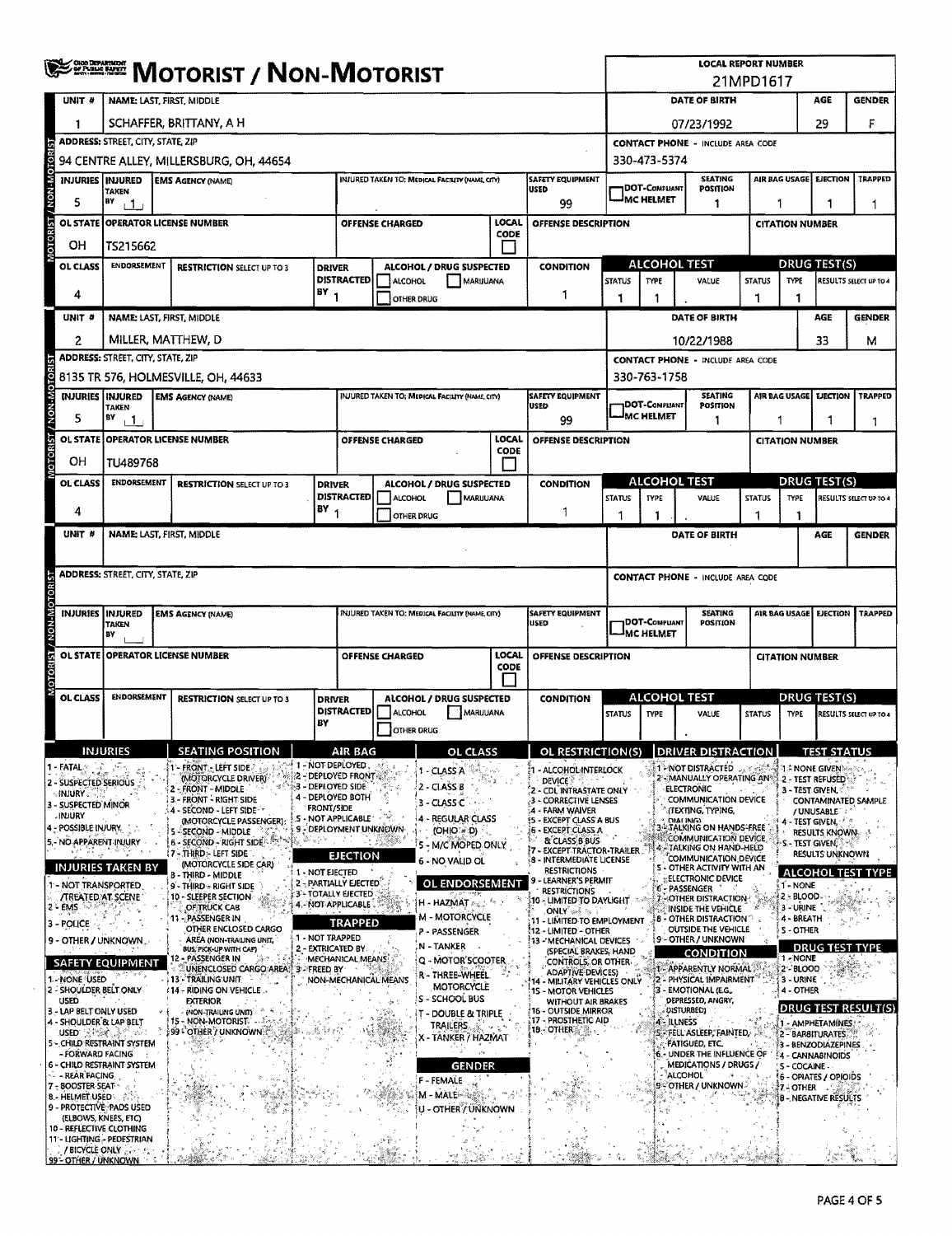# MOTORIST / NON-MOTORIST

**LOCAL REPORT NUMBER:** 21MPD1617

## Unit 1

| UNIT # | NAME: LAST, FIRST, MIDDLE | DATE OF BIRTH | AGE | GENDER |
|---|---|---|---|---|
| 1 | SCHAFFER, BRITTANY, A H | 07/23/1992 | 29 | F |

| ADDRESS: STREET, CITY, STATE, ZIP | CONTACT PHONE - INCLUDE AREA CODE |
|---|---|
| 94 CENTRE ALLEY, MILLERSBURG, OH, 44654 | 330-473-5374 |

| INJURIES | INJURED TAKEN BY | EMS AGENCY (NAME) | INJURED TAKEN TO: MEDICAL FACILITY (NAME, CITY) | SAFETY EQUIPMENT USED | DOT-COMPLIANT MC HELMET | SEATING POSITION | AIR BAG USAGE | EJECTION | TRAPPED |
|---|---|---|---|---|---|---|---|---|---|
| 5 | 1 | | | 99 | | 1 | 1 | 1 | 1 |

| OL STATE | OPERATOR LICENSE NUMBER | OFFENSE CHARGED | LOCAL CODE | OFFENSE DESCRIPTION | CITATION NUMBER |
|---|---|---|---|---|---|
| OH | TS215662 | | | | |

| OL CLASS | ENDORSEMENT | RESTRICTION SELECT UP TO 3 | DRIVER DISTRACTED BY | ALCOHOL / DRUG SUSPECTED | CONDITION | ALCOHOL TEST STATUS | ALCOHOL TEST TYPE | ALCOHOL TEST VALUE | DRUG TEST STATUS | DRUG TEST TYPE | DRUG TEST RESULTS SELECT UP TO 4 |
|---|---|---|---|---|---|---|---|---|---|---|---|
| 4 | | | 1 | | 1 | 1 | 1 | | 1 | 1 | |

## Unit 2

| UNIT # | NAME: LAST, FIRST, MIDDLE | DATE OF BIRTH | AGE | GENDER |
|---|---|---|---|---|
| 2 | MILLER, MATTHEW, D | 10/22/1988 | 33 | M |

| ADDRESS: STREET, CITY, STATE, ZIP | CONTACT PHONE - INCLUDE AREA CODE |
|---|---|
| 8135 TR 576, HOLMESVILLE, OH, 44633 | 330-763-1758 |

| INJURIES | INJURED TAKEN BY | EMS AGENCY (NAME) | INJURED TAKEN TO: MEDICAL FACILITY (NAME, CITY) | SAFETY EQUIPMENT USED | DOT-COMPLIANT MC HELMET | SEATING POSITION | AIR BAG USAGE | EJECTION | TRAPPED |
|---|---|---|---|---|---|---|---|---|---|
| 5 | 1 | | | 99 | | 1 | 1 | 1 | 1 |

| OL STATE | OPERATOR LICENSE NUMBER | OFFENSE CHARGED | LOCAL CODE | OFFENSE DESCRIPTION | CITATION NUMBER |
|---|---|---|---|---|---|
| OH | TU489768 | | | | |

| OL CLASS | ENDORSEMENT | RESTRICTION SELECT UP TO 3 | DRIVER DISTRACTED BY | ALCOHOL / DRUG SUSPECTED | CONDITION | ALCOHOL TEST STATUS | ALCOHOL TEST TYPE | ALCOHOL TEST VALUE | DRUG TEST STATUS | DRUG TEST TYPE | DRUG TEST RESULTS SELECT UP TO 4 |
|---|---|---|---|---|---|---|---|---|---|---|---|
| 4 | | | 1 | | 1 | 1 | 1 | | 1 | 1 | |

## Unit (blank)

| UNIT # | NAME: LAST, FIRST, MIDDLE | DATE OF BIRTH | AGE | GENDER |
|---|---|---|---|---|
| | | | | |

## Codes

**INJURIES**
1 - FATAL
2 - SUSPECTED SERIOUS INJURY
3 - SUSPECTED MINOR INJURY
4 - POSSIBLE INJURY
5 - NO APPARENT INJURY

**INJURIES TAKEN BY**
1 - NOT TRANSPORTED /TREATED AT SCENE
2 - EMS
3 - POLICE
9 - OTHER / UNKNOWN

**SAFETY EQUIPMENT**
1 - NONE USED
2 - SHOULDER BELT ONLY USED
3 - LAP BELT ONLY USED
4 - SHOULDER & LAP BELT USED
5 - CHILD RESTRAINT SYSTEM - FORWARD FACING
6 - CHILD RESTRAINT SYSTEM - REAR FACING
7 - BOOSTER SEAT
8 - HELMET USED
9 - PROTECTIVE PADS USED (ELBOWS, KNEES, ETC)
10 - REFLECTIVE CLOTHING
11 - LIGHTING - PEDESTRIAN / BICYCLE ONLY
99 - OTHER / UNKNOWN

**SEATING POSITION**
1 - FRONT - LEFT SIDE (MOTORCYCLE DRIVER)
2 - FRONT - MIDDLE
3 - FRONT - RIGHT SIDE
4 - SECOND - LEFT SIDE (MOTORCYCLE PASSENGER)
5 - SECOND - MIDDLE
6 - SECOND - RIGHT SIDE
7 - THIRD - LEFT SIDE (MOTORCYCLE SIDE CAR)
8 - THIRD - MIDDLE
9 - THIRD - RIGHT SIDE
10 - SLEEPER SECTION OF TRUCK CAB
11 - PASSENGER IN OTHER ENCLOSED CARGO AREA (NON-TRAILING UNIT, BUS, PICK-UP WITH CAP)
12 - PASSENGER IN UNENCLOSED CARGO AREA
13 - TRAILING UNIT
14 - RIDING ON VEHICLE EXTERIOR (NON-TRAILING UNIT)
15 - NON-MOTORIST
99 - OTHER / UNKNOWN

**AIR BAG**
1 - NOT DEPLOYED
2 - DEPLOYED FRONT
3 - DEPLOYED SIDE
4 - DEPLOYED BOTH FRONT/SIDE
5 - NOT APPLICABLE
9 - DEPLOYMENT UNKNOWN

**EJECTION**
1 - NOT EJECTED
2 - PARTIALLY EJECTED
3 - TOTALLY EJECTED
4 - NOT APPLICABLE

**TRAPPED**
1 - NOT TRAPPED
2 - EXTRICATED BY MECHANICAL MEANS
3 - FREED BY NON-MECHANICAL MEANS

**OL CLASS**
1 - CLASS A
2 - CLASS B
3 - CLASS C
4 - REGULAR CLASS (OHIO = D)
5 - M/C MOPED ONLY
6 - NO VALID OL

**OL ENDORSEMENT**
H - HAZMAT
M - MOTORCYCLE
P - PASSENGER
N - TANKER
Q - MOTOR SCOOTER
R - THREE-WHEEL MOTORCYCLE
S - SCHOOL BUS
T - DOUBLE & TRIPLE TRAILERS
X - TANKER / HAZMAT

**GENDER**
F - FEMALE
M - MALE
U - OTHER / UNKNOWN

**OL RESTRICTION(S)**
1 - ALCOHOL INTERLOCK DEVICE
2 - CDL INTRASTATE ONLY
3 - CORRECTIVE LENSES
4 - FARM WAIVER
5 - EXCEPT CLASS A BUS
6 - EXCEPT CLASS A & CLASS B BUS
7 - EXCEPT TRACTOR-TRAILER
8 - INTERMEDIATE LICENSE RESTRICTIONS
9 - LEARNER'S PERMIT RESTRICTIONS
10 - LIMITED TO DAYLIGHT ONLY
11 - LIMITED TO EMPLOYMENT
12 - LIMITED - OTHER
13 - MECHANICAL DEVICES (SPECIAL BRAKES, HAND CONTROLS, OR OTHER ADAPTIVE DEVICES)
14 - MILITARY VEHICLES ONLY
15 - MOTOR VEHICLES WITHOUT AIR BRAKES
16 - OUTSIDE MIRROR
17 - PROSTHETIC AID
18 - OTHER

**DRIVER DISTRACTION**
1 - NOT DISTRACTED
2 - MANUALLY OPERATING AN ELECTRONIC COMMUNICATION DEVICE (TEXTING, TYPING, DIALING)
3 - TALKING ON HANDS-FREE COMMUNICATION DEVICE
4 - TALKING ON HAND-HELD COMMUNICATION DEVICE
5 - OTHER ACTIVITY WITH AN ELECTRONIC DEVICE
6 - PASSENGER
7 - OTHER DISTRACTION INSIDE THE VEHICLE
8 - OTHER DISTRACTION OUTSIDE THE VEHICLE
9 - OTHER / UNKNOWN

**CONDITION**
1 - APPARENTLY NORMAL
2 - PHYSICAL IMPAIRMENT
3 - EMOTIONAL (E.G., DEPRESSED, ANGRY, DISTURBED)
4 - ILLNESS
5 - FELL ASLEEP, FAINTED, FATIGUED, ETC.
6 - UNDER THE INFLUENCE OF MEDICATIONS / DRUGS / ALCOHOL
9 - OTHER / UNKNOWN

**TEST STATUS**
1 - NONE GIVEN
2 - TEST REFUSED
3 - TEST GIVEN, CONTAMINATED SAMPLE / UNUSABLE
4 - TEST GIVEN, RESULTS KNOWN
5 - TEST GIVEN, RESULTS UNKNOWN

**ALCOHOL TEST TYPE**
1 - NONE
2 - BLOOD
3 - URINE
4 - BREATH
5 - OTHER

**DRUG TEST TYPE**
1 - NONE
2 - BLOOD
3 - URINE
4 - OTHER

**DRUG TEST RESULT(S)**
1 - AMPHETAMINES
2 - BARBITURATES
3 - BENZODIAZEPINES
4 - CANNABINOIDS
5 - COCAINE
6 - OPIATES / OPIOIDS
7 - OTHER
8 - NEGATIVE RESULTS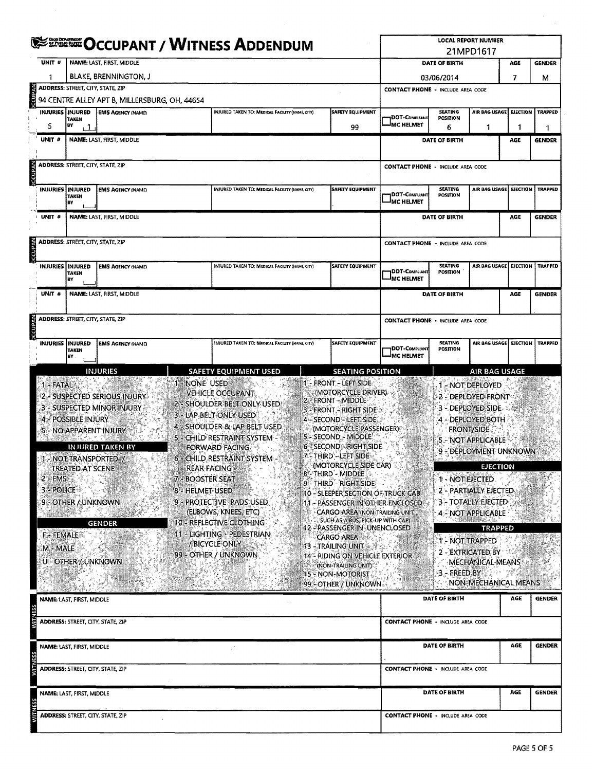# OCCUPANT / WITNESS ADDENDUM

**LOCAL REPORT NUMBER:** 21MPD1617

## OCCUPANT

| UNIT # | NAME: LAST, FIRST, MIDDLE | DATE OF BIRTH | AGE | GENDER |
|---|---|---|---|---|
| 1 | BLAKE, BRENNINGTON, J | 03/06/2014 | 7 | M |

| ADDRESS: STREET, CITY, STATE, ZIP | CONTACT PHONE - INCLUDE AREA CODE |
|---|---|
| 94 CENTRE ALLEY APT B, MILLERSBURG, OH, 44654 | |

| INJURIES | INJURED TAKEN BY | EMS AGENCY (NAME) | INJURED TAKEN TO: MEDICAL FACILITY (NAME, CITY) | SAFETY EQUIPMENT | DOT-COMPLIANT MC HELMET | SEATING POSITION | AIR BAG USAGE | EJECTION | TRAPPED |
|---|---|---|---|---|---|---|---|---|---|
| 5 | 1 | | | 99 | | 6 | 1 | 1 | 1 |

## OCCUPANT

| UNIT # | NAME: LAST, FIRST, MIDDLE | DATE OF BIRTH | AGE | GENDER |
|---|---|---|---|---|
| | | | | |

| ADDRESS: STREET, CITY, STATE, ZIP | CONTACT PHONE - INCLUDE AREA CODE |
|---|---|
| | |

| INJURIES | INJURED TAKEN BY | EMS AGENCY (NAME) | INJURED TAKEN TO: MEDICAL FACILITY (NAME, CITY) | SAFETY EQUIPMENT | DOT-COMPLIANT MC HELMET | SEATING POSITION | AIR BAG USAGE | EJECTION | TRAPPED |
|---|---|---|---|---|---|---|---|---|---|
| | | | | | | | | | |

## OCCUPANT

| UNIT # | NAME: LAST, FIRST, MIDDLE | DATE OF BIRTH | AGE | GENDER |
|---|---|---|---|---|
| | | | | |

| ADDRESS: STREET, CITY, STATE, ZIP | CONTACT PHONE - INCLUDE AREA CODE |
|---|---|
| | |

| INJURIES | INJURED TAKEN BY | EMS AGENCY (NAME) | INJURED TAKEN TO: MEDICAL FACILITY (NAME, CITY) | SAFETY EQUIPMENT | DOT-COMPLIANT MC HELMET | SEATING POSITION | AIR BAG USAGE | EJECTION | TRAPPED |
|---|---|---|---|---|---|---|---|---|---|
| | | | | | | | | | |

## OCCUPANT

| UNIT # | NAME: LAST, FIRST, MIDDLE | DATE OF BIRTH | AGE | GENDER |
|---|---|---|---|---|
| | | | | |

| ADDRESS: STREET, CITY, STATE, ZIP | CONTACT PHONE - INCLUDE AREA CODE |
|---|---|
| | |

| INJURIES | INJURED TAKEN BY | EMS AGENCY (NAME) | INJURED TAKEN TO: MEDICAL FACILITY (NAME, CITY) | SAFETY EQUIPMENT | DOT-COMPLIANT MC HELMET | SEATING POSITION | AIR BAG USAGE | EJECTION | TRAPPED |
|---|---|---|---|---|---|---|---|---|---|
| | | | | | | | | | |

## CODES

**INJURIES**
- 1 - FATAL
- 2 - SUSPECTED SERIOUS INJURY
- 3 - SUSPECTED MINOR INJURY
- 4 - POSSIBLE INJURY
- 5 - NO APPARENT INJURY

**INJURED TAKEN BY**
- 1 - NOT TRANSPORTED / TREATED AT SCENE
- 2 - EMS
- 3 - POLICE
- 9 - OTHER / UNKNOWN

**GENDER**
- F - FEMALE
- M - MALE
- U - OTHER / UNKNOWN

**SAFETY EQUIPMENT USED**
- 1 - NONE USED - VEHICLE OCCUPANT
- 2 - SHOULDER BELT ONLY USED
- 3 - LAP BELT ONLY USED
- 4 - SHOULDER & LAP BELT USED
- 5 - CHILD RESTRAINT SYSTEM - FORWARD FACING
- 6 - CHILD RESTRAINT SYSTEM - REAR FACING
- 7 - BOOSTER SEAT
- 8 - HELMET USED
- 9 - PROTECTIVE PADS USED (ELBOWS, KNEES, ETC)
- 10 - REFLECTIVE CLOTHING
- 11 - LIGHTING - PEDESTRIAN / BICYCLE ONLY
- 99 - OTHER / UNKNOWN

**SEATING POSITION**
- 1 - FRONT - LEFT SIDE (MOTORCYCLE DRIVER)
- 2 - FRONT - MIDDLE
- 3 - FRONT - RIGHT SIDE
- 4 - SECOND - LEFT SIDE (MOTORCYCLE PASSENGER)
- 5 - SECOND - MIDDLE
- 6 - SECOND - RIGHT SIDE
- 7 - THIRD - LEFT SIDE (MOTORCYCLE SIDE CAR)
- 8 - THIRD - MIDDLE
- 9 - THIRD - RIGHT SIDE
- 10 - SLEEPER SECTION OF TRUCK CAB
- 11 - PASSENGER IN OTHER ENCLOSED CARGO AREA (NON-TRAILING UNIT, SUCH AS A BUS, PICK-UP WITH CAP)
- 12 - PASSENGER IN UNENCLOSED CARGO AREA
- 13 - TRAILING UNIT
- 14 - RIDING ON VEHICLE EXTERIOR (NON-TRAILING UNIT)
- 15 - NON-MOTORIST
- 99 - OTHER / UNKNOWN

**AIR BAG USAGE**
- 1 - NOT DEPLOYED
- 2 - DEPLOYED FRONT
- 3 - DEPLOYED SIDE
- 4 - DEPLOYED BOTH FRONT/SIDE
- 5 - NOT APPLICABLE
- 9 - DEPLOYMENT UNKNOWN

**EJECTION**
- 1 - NOT EJECTED
- 2 - PARTIALLY EJECTED
- 3 - TOTALLY EJECTED
- 4 - NOT APPLICABLE

**TRAPPED**
- 1 - NOT TRAPPED
- 2 - EXTRICATED BY MECHANICAL MEANS
- 3 - FREED BY NON-MECHANICAL MEANS

## WITNESS

| NAME: LAST, FIRST, MIDDLE | DATE OF BIRTH | AGE | GENDER |
|---|---|---|---|
| | | | |

| ADDRESS: STREET, CITY, STATE, ZIP | CONTACT PHONE - INCLUDE AREA CODE |
|---|---|
| | |

## WITNESS

| NAME: LAST, FIRST, MIDDLE | DATE OF BIRTH | AGE | GENDER |
|---|---|---|---|
| | | | |

| ADDRESS: STREET, CITY, STATE, ZIP | CONTACT PHONE - INCLUDE AREA CODE |
|---|---|
| | |

## WITNESS

| NAME: LAST, FIRST, MIDDLE | DATE OF BIRTH | AGE | GENDER |
|---|---|---|---|
| | | | |

| ADDRESS: STREET, CITY, STATE, ZIP | CONTACT PHONE - INCLUDE AREA CODE |
|---|---|
| | |